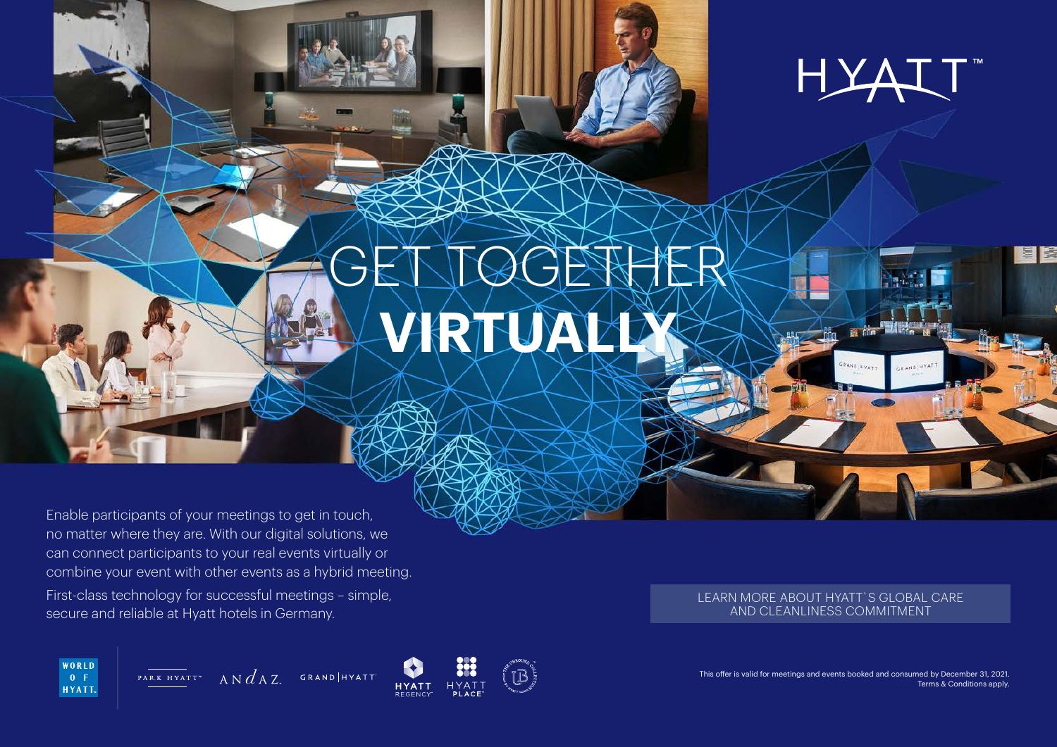HYATT™

# GET TOGETHER **VIRTUALLY**

Enable participants of your meetings to get in touch, no matter where they are. With our digital solutions, we can connect participants to your real events virtually or combine your event with other events as a hybrid meeting.

First-class technology for successful meetings – simple, secure and reliable at Hyatt hotels in Germany.

LEARN MORE ABOUT HYATT`S GLOBAL CARE AND CLEANLINESS COMMITMENT

WORLD OF HYATT

PARK HYATT ANdAZ GRAND | HYATT HYATT REGENCY HYATT PLACE THE UNBOUND COLLECTION

This offer is valid for meetings and events booked and consumed by December 31, 2021.
Terms & Conditions apply.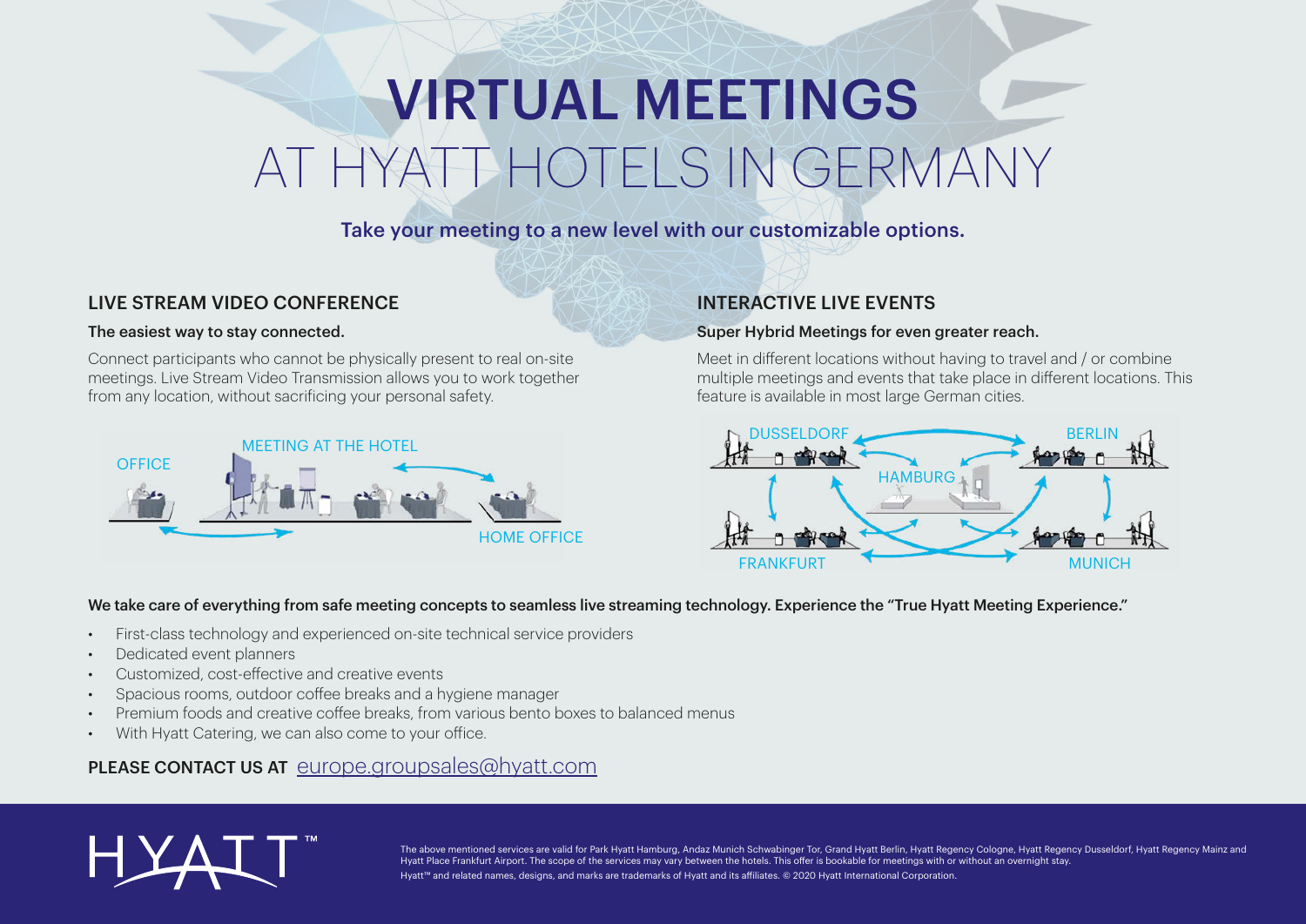# VIRTUAL MEETINGS
# AT HYATT HOTELS IN GERMANY

**Take your meeting to a new level with our customizable options.**

## LIVE STREAM VIDEO CONFERENCE

**The easiest way to stay connected.**

Connect participants who cannot be physically present to real on-site meetings. Live Stream Video Transmission allows you to work together from any location, without sacrificing your personal safety.

OFFICE

MEETING AT THE HOTEL

HOME OFFICE

## INTERACTIVE LIVE EVENTS

**Super Hybrid Meetings for even greater reach.**

Meet in different locations without having to travel and / or combine multiple meetings and events that take place in different locations. This feature is available in most large German cities.

DUSSELDORF

BERLIN

HAMBURG

FRANKFURT

MUNICH

**We take care of everything from safe meeting concepts to seamless live streaming technology. Experience the "True Hyatt Meeting Experience."**

- First-class technology and experienced on-site technical service providers
- Dedicated event planners
- Customized, cost-effective and creative events
- Spacious rooms, outdoor coffee breaks and a hygiene manager
- Premium foods and creative coffee breaks, from various bento boxes to balanced menus
- With Hyatt Catering, we can also come to your office.

**PLEASE CONTACT US AT** europe.groupsales@hyatt.com

HYATT™

The above mentioned services are valid for Park Hyatt Hamburg, Andaz Munich Schwabinger Tor, Grand Hyatt Berlin, Hyatt Regency Cologne, Hyatt Regency Dusseldorf, Hyatt Regency Mainz and Hyatt Place Frankfurt Airport. The scope of the services may vary between the hotels. This offer is bookable for meetings with or without an overnight stay.

Hyatt™ and related names, designs, and marks are trademarks of Hyatt and its affiliates. © 2020 Hyatt International Corporation.